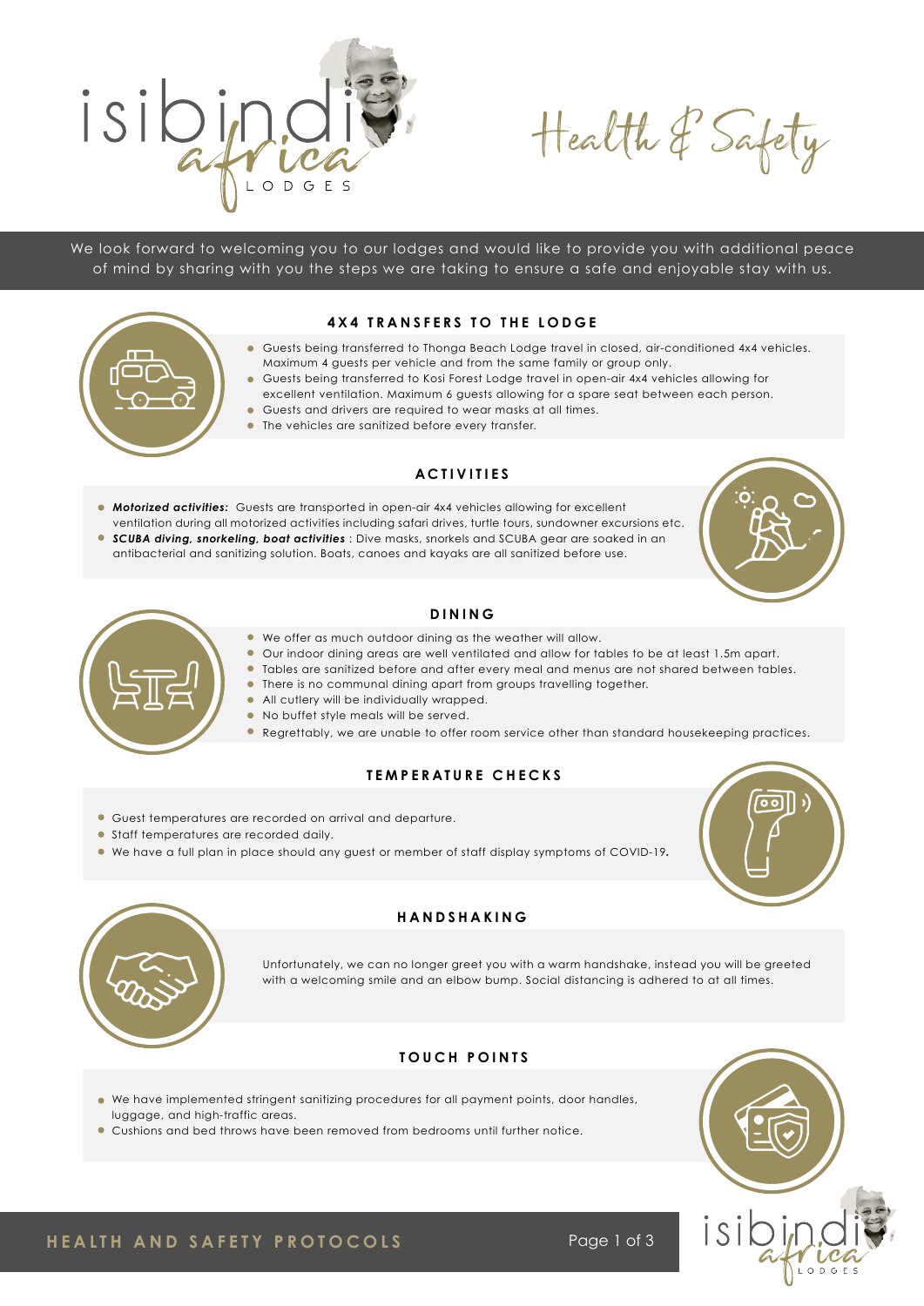# isibindi africa LODGES

# Health & Safety

We look forward to welcoming you to our lodges and would like to provide you with additional peace of mind by sharing with you the steps we are taking to ensure a safe and enjoyable stay with us.

## 4X4 TRANSFERS TO THE LODGE

- Guests being transferred to Thonga Beach Lodge travel in closed, air-conditioned 4x4 vehicles. Maximum 4 guests per vehicle and from the same family or group only.
- Guests being transferred to Kosi Forest Lodge travel in open-air 4x4 vehicles allowing for excellent ventilation. Maximum 6 guests allowing for a spare seat between each person.
- Guests and drivers are required to wear masks at all times.
- The vehicles are sanitized before every transfer.

## ACTIVITIES

- ***Motorized activities:*** Guests are transported in open-air 4x4 vehicles allowing for excellent ventilation during all motorized activities including safari drives, turtle tours, sundowner excursions etc.
- ***SCUBA diving, snorkeling, boat activities*** : Dive masks, snorkels and SCUBA gear are soaked in an antibacterial and sanitizing solution. Boats, canoes and kayaks are all sanitized before use.

## DINING

- We offer as much outdoor dining as the weather will allow.
- Our indoor dining areas are well ventilated and allow for tables to be at least 1.5m apart.
- Tables are sanitized before and after every meal and menus are not shared between tables.
- There is no communal dining apart from groups travelling together.
- All cutlery will be individually wrapped.
- No buffet style meals will be served.
- Regrettably, we are unable to offer room service other than standard housekeeping practices.

## TEMPERATURE CHECKS

- Guest temperatures are recorded on arrival and departure.
- Staff temperatures are recorded daily.
- We have a full plan in place should any guest or member of staff display symptoms of COVID-19**.**

## HANDSHAKING

Unfortunately, we can no longer greet you with a warm handshake, instead you will be greeted with a welcoming smile and an elbow bump. Social distancing is adhered to at all times.

## TOUCH POINTS

- We have implemented stringent sanitizing procedures for all payment points, door handles, luggage, and high-traffic areas.
- Cushions and bed throws have been removed from bedrooms until further notice.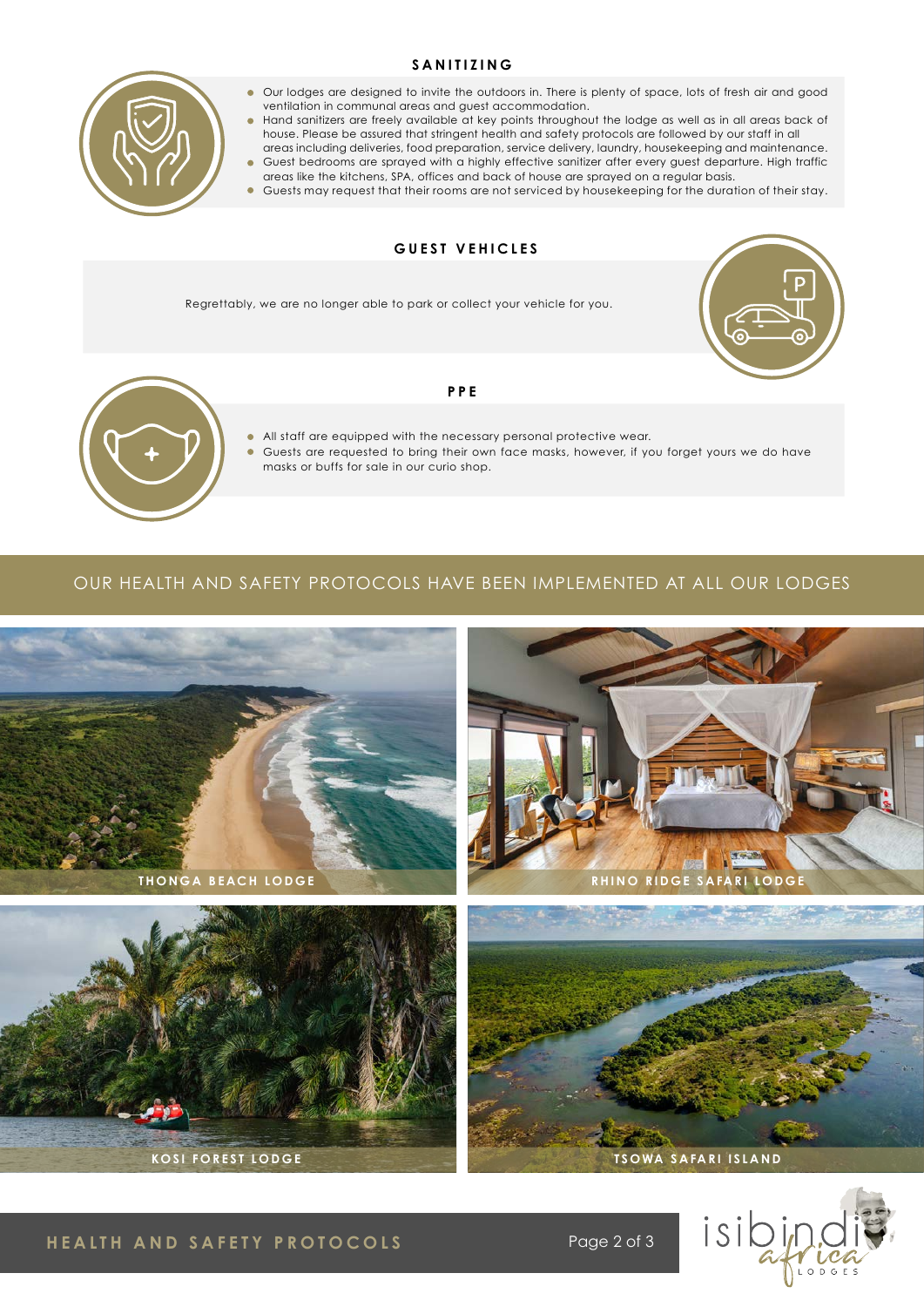## SANITIZING

- Our lodges are designed to invite the outdoors in. There is plenty of space, lots of fresh air and good ventilation in communal areas and guest accommodation.
- Hand sanitizers are freely available at key points throughout the lodge as well as in all areas back of house. Please be assured that stringent health and safety protocols are followed by our staff in all areas including deliveries, food preparation, service delivery, laundry, housekeeping and maintenance.
- Guest bedrooms are sprayed with a highly effective sanitizer after every guest departure. High traffic areas like the kitchens, SPA, offices and back of house are sprayed on a regular basis.
- Guests may request that their rooms are not serviced by housekeeping for the duration of their stay.

## GUEST VEHICLES

Regrettably, we are no longer able to park or collect your vehicle for you.

## PPE

- All staff are equipped with the necessary personal protective wear.
- Guests are requested to bring their own face masks, however, if you forget yours we do have masks or buffs for sale in our curio shop.

## OUR HEALTH AND SAFETY PROTOCOLS HAVE BEEN IMPLEMENTED AT ALL OUR LODGES

THONGA BEACH LODGE

RHINO RIDGE SAFARI LODGE

KOSI FOREST LODGE

TSOWA SAFARI ISLAND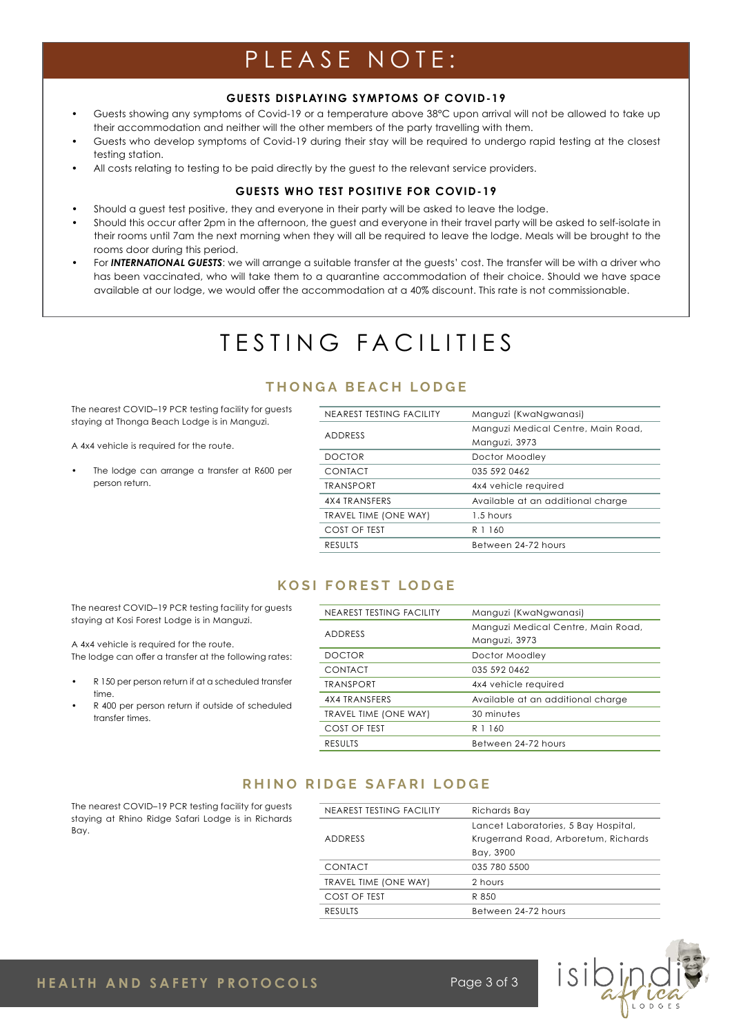# PLEASE NOTE:

### GUESTS DISPLAYING SYMPTOMS OF COVID-19

- Guests showing any symptoms of Covid-19 or a temperature above 38°C upon arrival will not be allowed to take up their accommodation and neither will the other members of the party travelling with them.
- Guests who develop symptoms of Covid-19 during their stay will be required to undergo rapid testing at the closest testing station.
- All costs relating to testing to be paid directly by the guest to the relevant service providers.

### GUESTS WHO TEST POSITIVE FOR COVID-19

- Should a guest test positive, they and everyone in their party will be asked to leave the lodge.
- Should this occur after 2pm in the afternoon, the guest and everyone in their travel party will be asked to self-isolate in their rooms until 7am the next morning when they will all be required to leave the lodge. Meals will be brought to the rooms door during this period.
- For ***INTERNATIONAL GUESTS***: we will arrange a suitable transfer at the guests' cost. The transfer will be with a driver who has been vaccinated, who will take them to a quarantine accommodation of their choice. Should we have space available at our lodge, we would offer the accommodation at a 40% discount. This rate is not commissionable.

# TESTING FACILITIES

## THONGA BEACH LODGE

The nearest COVID–19 PCR testing facility for guests staying at Thonga Beach Lodge is in Manguzi.

A 4x4 vehicle is required for the route.

- The lodge can arrange a transfer at R600 per person return.

| | |
|---|---|
| NEAREST TESTING FACILITY | Manguzi (KwaNgwanasi) |
| ADDRESS | Manguzi Medical Centre, Main Road, Manguzi, 3973 |
| DOCTOR | Doctor Moodley |
| CONTACT | 035 592 0462 |
| TRANSPORT | 4x4 vehicle required |
| 4X4 TRANSFERS | Available at an additional charge |
| TRAVEL TIME (ONE WAY) | 1.5 hours |
| COST OF TEST | R 1 160 |
| RESULTS | Between 24-72 hours |

## KOSI FOREST LODGE

The nearest COVID–19 PCR testing facility for guests staying at Kosi Forest Lodge is in Manguzi.

A 4x4 vehicle is required for the route.
The lodge can offer a transfer at the following rates:

- R 150 per person return if at a scheduled transfer time.
- R 400 per person return if outside of scheduled transfer times.

| | |
|---|---|
| NEAREST TESTING FACILITY | Manguzi (KwaNgwanasi) |
| ADDRESS | Manguzi Medical Centre, Main Road, Manguzi, 3973 |
| DOCTOR | Doctor Moodley |
| CONTACT | 035 592 0462 |
| TRANSPORT | 4x4 vehicle required |
| 4X4 TRANSFERS | Available at an additional charge |
| TRAVEL TIME (ONE WAY) | 30 minutes |
| COST OF TEST | R 1 160 |
| RESULTS | Between 24-72 hours |

## RHINO RIDGE SAFARI LODGE

The nearest COVID–19 PCR testing facility for guests staying at Rhino Ridge Safari Lodge is in Richards Bay.

| | |
|---|---|
| NEAREST TESTING FACILITY | Richards Bay |
| ADDRESS | Lancet Laboratories, 5 Bay Hospital, Krugerrand Road, Arboretum, Richards Bay, 3900 |
| CONTACT | 035 780 5500 |
| TRAVEL TIME (ONE WAY) | 2 hours |
| COST OF TEST | R 850 |
| RESULTS | Between 24-72 hours |